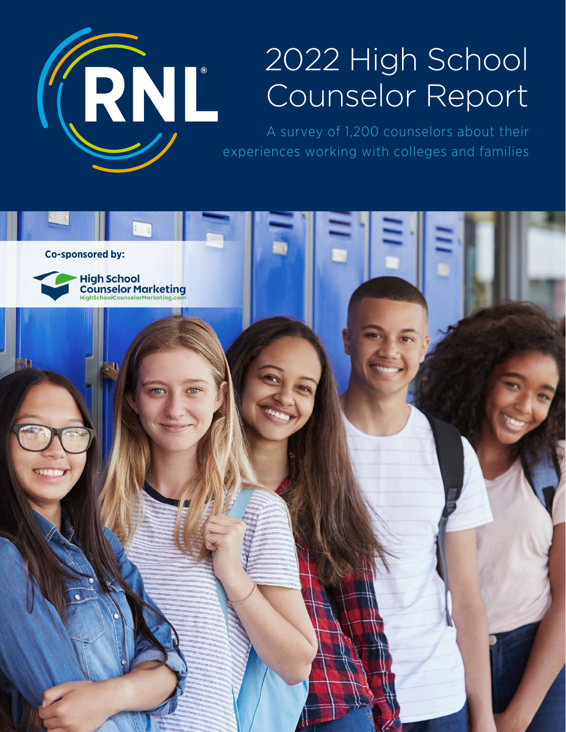# 2022 High School Counselor Report

A survey of 1,200 counselors about their experiences working with colleges and families

**Co-sponsored by:**

High School Counselor Marketing
HighSchoolCounselorMarketing.com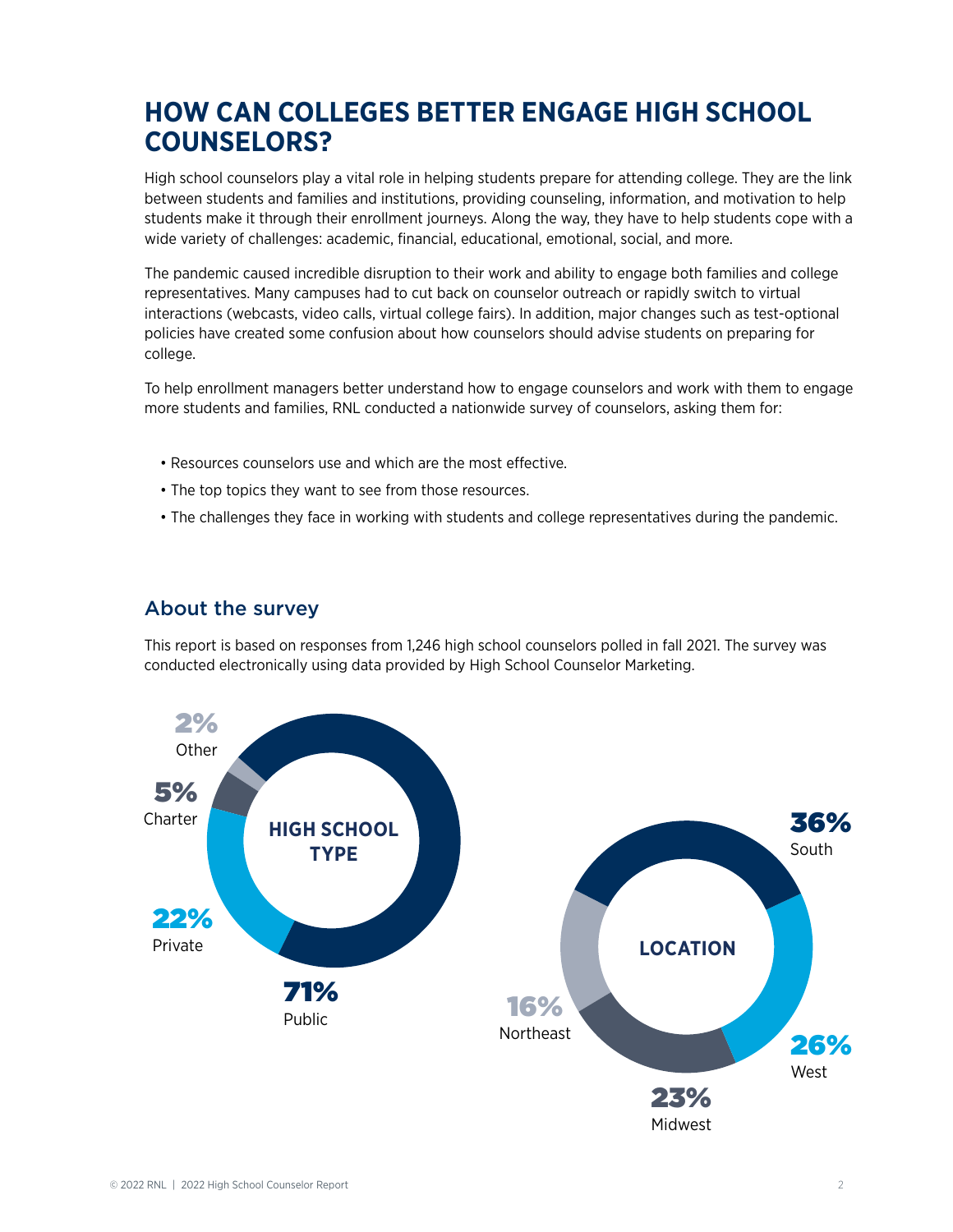# HOW CAN COLLEGES BETTER ENGAGE HIGH SCHOOL COUNSELORS?

High school counselors play a vital role in helping students prepare for attending college. They are the link between students and families and institutions, providing counseling, information, and motivation to help students make it through their enrollment journeys. Along the way, they have to help students cope with a wide variety of challenges: academic, financial, educational, emotional, social, and more.

The pandemic caused incredible disruption to their work and ability to engage both families and college representatives. Many campuses had to cut back on counselor outreach or rapidly switch to virtual interactions (webcasts, video calls, virtual college fairs). In addition, major changes such as test-optional policies have created some confusion about how counselors should advise students on preparing for college.

To help enrollment managers better understand how to engage counselors and work with them to engage more students and families, RNL conducted a nationwide survey of counselors, asking them for:

- Resources counselors use and which are the most effective.
- The top topics they want to see from those resources.
- The challenges they face in working with students and college representatives during the pandemic.

## About the survey

This report is based on responses from 1,246 high school counselors polled in fall 2021. The survey was conducted electronically using data provided by High School Counselor Marketing.

**HIGH SCHOOL TYPE**

| Type | Percentage |
|---|---|
| Public | 71% |
| Private | 22% |
| Charter | 5% |
| Other | 2% |

**LOCATION**

| Region | Percentage |
|---|---|
| South | 36% |
| West | 26% |
| Midwest | 23% |
| Northeast | 16% |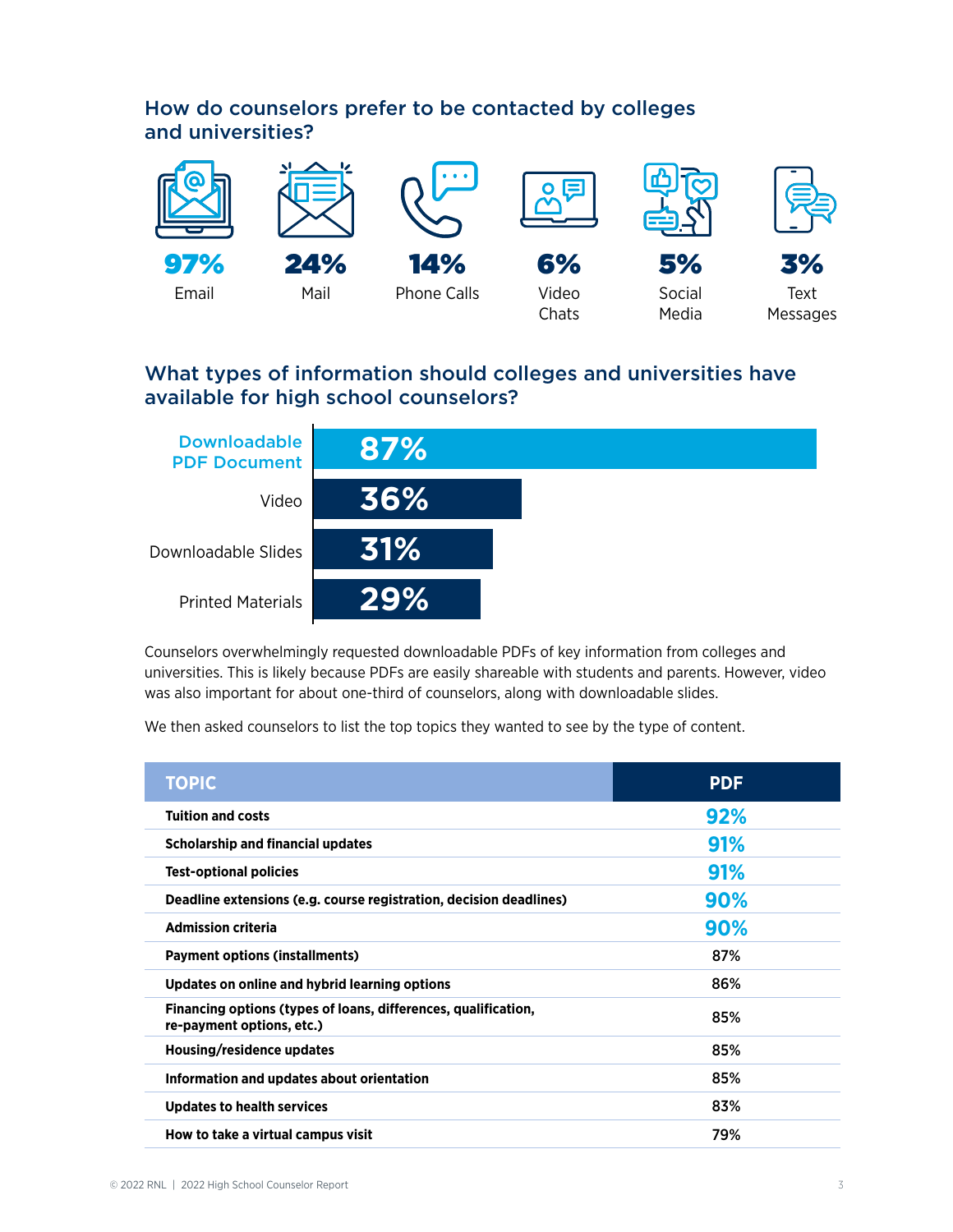## How do counselors prefer to be contacted by colleges and universities?

**97%** Email

**24%** Mail

**14%** Phone Calls

**6%** Video Chats

**5%** Social Media

**3%** Text Messages

## What types of information should colleges and universities have available for high school counselors?

| Type | Percentage |
|---|---|
| Downloadable PDF Document | 87% |
| Video | 36% |
| Downloadable Slides | 31% |
| Printed Materials | 29% |

Counselors overwhelmingly requested downloadable PDFs of key information from colleges and universities. This is likely because PDFs are easily shareable with students and parents. However, video was also important for about one-third of counselors, along with downloadable slides.

We then asked counselors to list the top topics they wanted to see by the type of content.

| TOPIC | PDF |
|---|---|
| **Tuition and costs** | 92% |
| **Scholarship and financial updates** | 91% |
| **Test-optional policies** | 91% |
| **Deadline extensions (e.g. course registration, decision deadlines)** | 90% |
| **Admission criteria** | 90% |
| **Payment options (installments)** | 87% |
| **Updates on online and hybrid learning options** | 86% |
| **Financing options (types of loans, differences, qualification, re-payment options, etc.)** | 85% |
| **Housing/residence updates** | 85% |
| **Information and updates about orientation** | 85% |
| **Updates to health services** | 83% |
| **How to take a virtual campus visit** | 79% |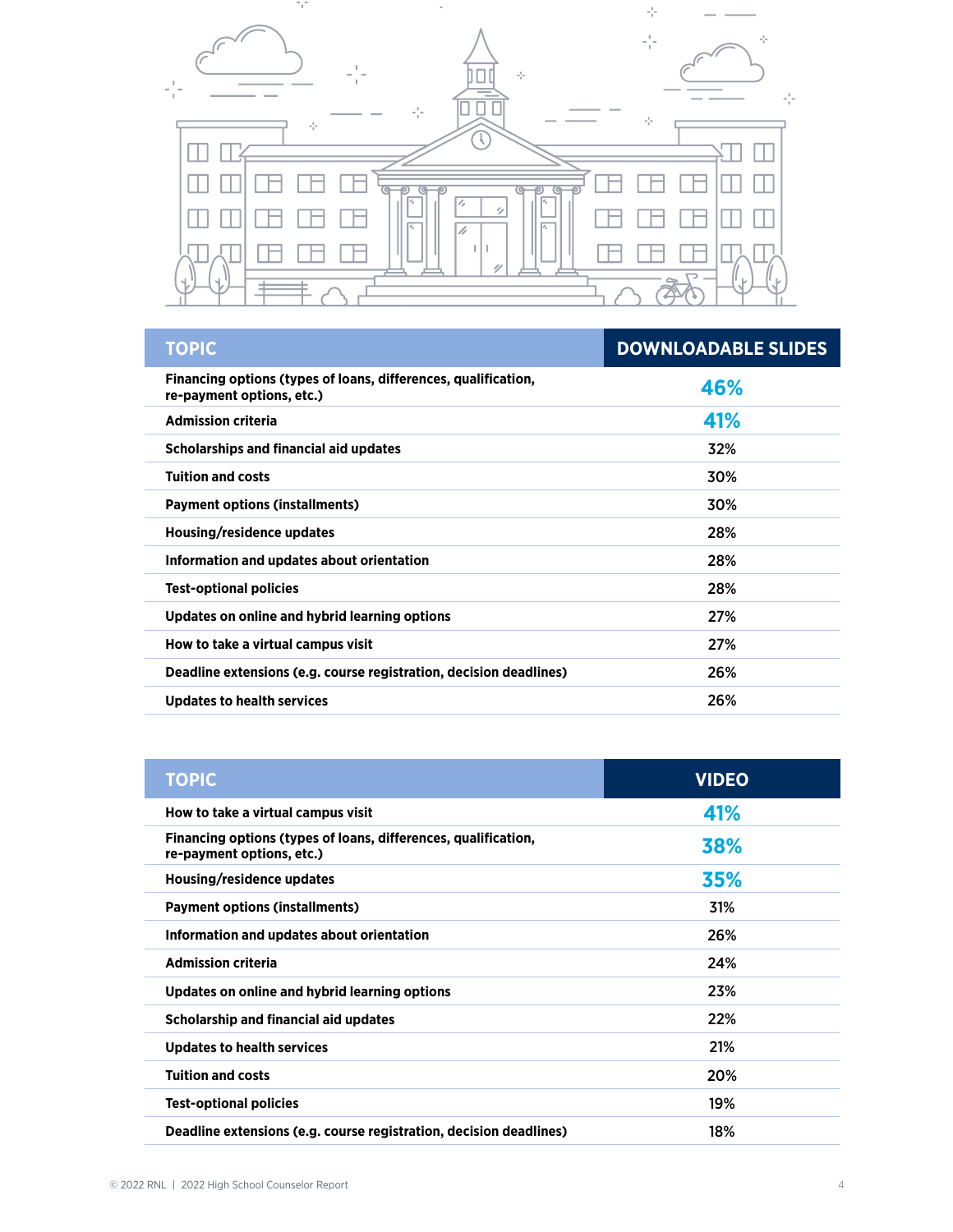| TOPIC | DOWNLOADABLE SLIDES |
|---|---|
| Financing options (types of loans, differences, qualification, re-payment options, etc.) | 46% |
| Admission criteria | 41% |
| Scholarships and financial aid updates | 32% |
| Tuition and costs | 30% |
| Payment options (installments) | 30% |
| Housing/residence updates | 28% |
| Information and updates about orientation | 28% |
| Test-optional policies | 28% |
| Updates on online and hybrid learning options | 27% |
| How to take a virtual campus visit | 27% |
| Deadline extensions (e.g. course registration, decision deadlines) | 26% |
| Updates to health services | 26% |

| TOPIC | VIDEO |
|---|---|
| How to take a virtual campus visit | 41% |
| Financing options (types of loans, differences, qualification, re-payment options, etc.) | 38% |
| Housing/residence updates | 35% |
| Payment options (installments) | 31% |
| Information and updates about orientation | 26% |
| Admission criteria | 24% |
| Updates on online and hybrid learning options | 23% |
| Scholarship and financial aid updates | 22% |
| Updates to health services | 21% |
| Tuition and costs | 20% |
| Test-optional policies | 19% |
| Deadline extensions (e.g. course registration, decision deadlines) | 18% |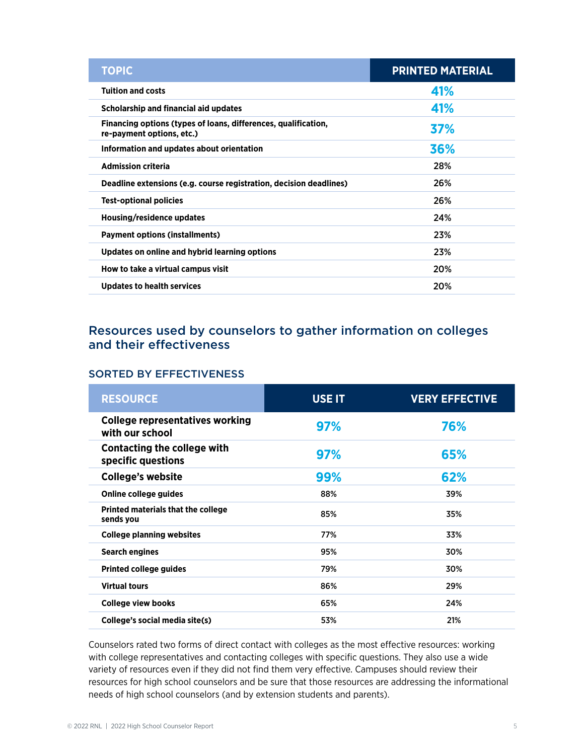| TOPIC | PRINTED MATERIAL |
|---|---|
| Tuition and costs | **41%** |
| Scholarship and financial aid updates | **41%** |
| Financing options (types of loans, differences, qualification, re-payment options, etc.) | **37%** |
| Information and updates about orientation | **36%** |
| Admission criteria | 28% |
| Deadline extensions (e.g. course registration, decision deadlines) | 26% |
| Test-optional policies | 26% |
| Housing/residence updates | 24% |
| Payment options (installments) | 23% |
| Updates on online and hybrid learning options | 23% |
| How to take a virtual campus visit | 20% |
| Updates to health services | 20% |

## Resources used by counselors to gather information on colleges and their effectiveness

### SORTED BY EFFECTIVENESS

| RESOURCE | USE IT | VERY EFFECTIVE |
|---|---|---|
| **College representatives working with our school** | **97%** | **76%** |
| **Contacting the college with specific questions** | **97%** | **65%** |
| **College's website** | **99%** | **62%** |
| Online college guides | 88% | 39% |
| Printed materials that the college sends you | 85% | 35% |
| College planning websites | 77% | 33% |
| Search engines | 95% | 30% |
| Printed college guides | 79% | 30% |
| Virtual tours | 86% | 29% |
| College view books | 65% | 24% |
| College's social media site(s) | 53% | 21% |

Counselors rated two forms of direct contact with colleges as the most effective resources: working with college representatives and contacting colleges with specific questions. They also use a wide variety of resources even if they did not find them very effective. Campuses should review their resources for high school counselors and be sure that those resources are addressing the informational needs of high school counselors (and by extension students and parents).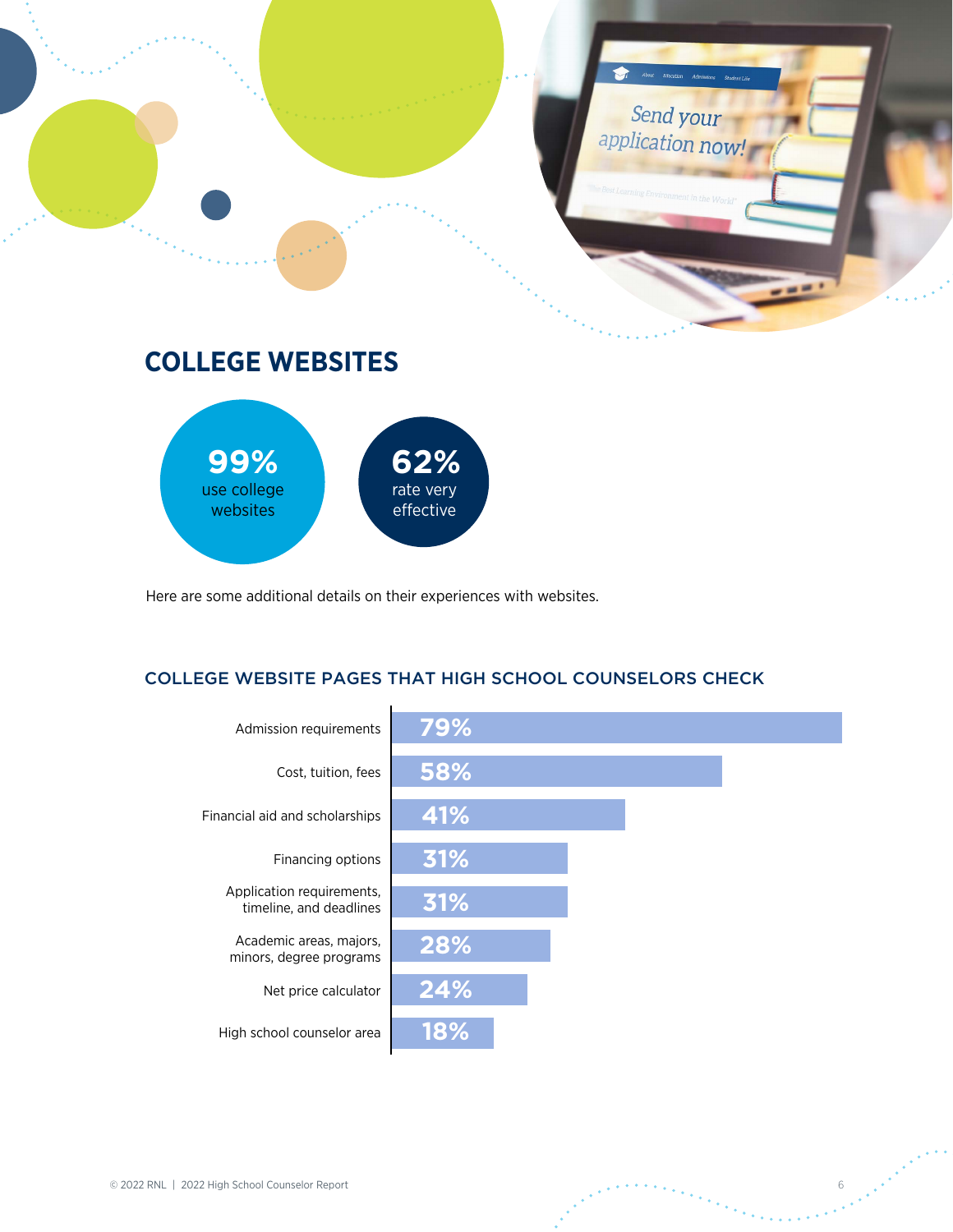## COLLEGE WEBSITES

**99%** use college websites

**62%** rate very effective

Here are some additional details on their experiences with websites.

### COLLEGE WEBSITE PAGES THAT HIGH SCHOOL COUNSELORS CHECK

| Page | Percentage |
|---|---|
| Admission requirements | 79% |
| Cost, tuition, fees | 58% |
| Financial aid and scholarships | 41% |
| Financing options | 31% |
| Application requirements, timeline, and deadlines | 31% |
| Academic areas, majors, minors, degree programs | 28% |
| Net price calculator | 24% |
| High school counselor area | 18% |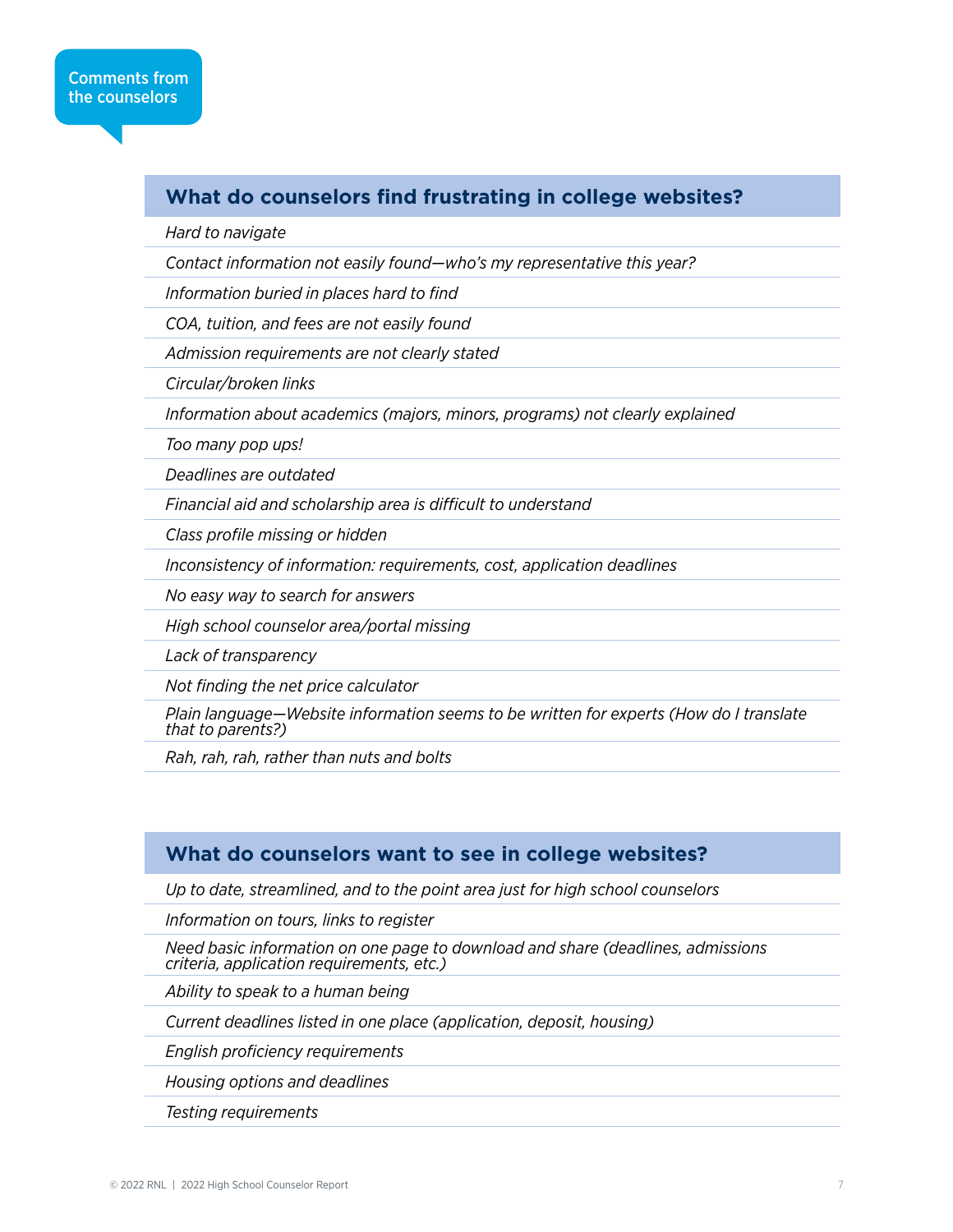Comments from the counselors

## What do counselors find frustrating in college websites?

*Hard to navigate*

*Contact information not easily found—who's my representative this year?*

*Information buried in places hard to find*

*COA, tuition, and fees are not easily found*

*Admission requirements are not clearly stated*

*Circular/broken links*

*Information about academics (majors, minors, programs) not clearly explained*

*Too many pop ups!*

*Deadlines are outdated*

*Financial aid and scholarship area is difficult to understand*

*Class profile missing or hidden*

*Inconsistency of information: requirements, cost, application deadlines*

*No easy way to search for answers*

*High school counselor area/portal missing*

*Lack of transparency*

*Not finding the net price calculator*

*Plain language—Website information seems to be written for experts (How do I translate that to parents?)*

*Rah, rah, rah, rather than nuts and bolts*

## What do counselors want to see in college websites?

*Up to date, streamlined, and to the point area just for high school counselors*

*Information on tours, links to register*

*Need basic information on one page to download and share (deadlines, admissions criteria, application requirements, etc.)*

*Ability to speak to a human being*

*Current deadlines listed in one place (application, deposit, housing)*

*English proficiency requirements*

*Housing options and deadlines*

*Testing requirements*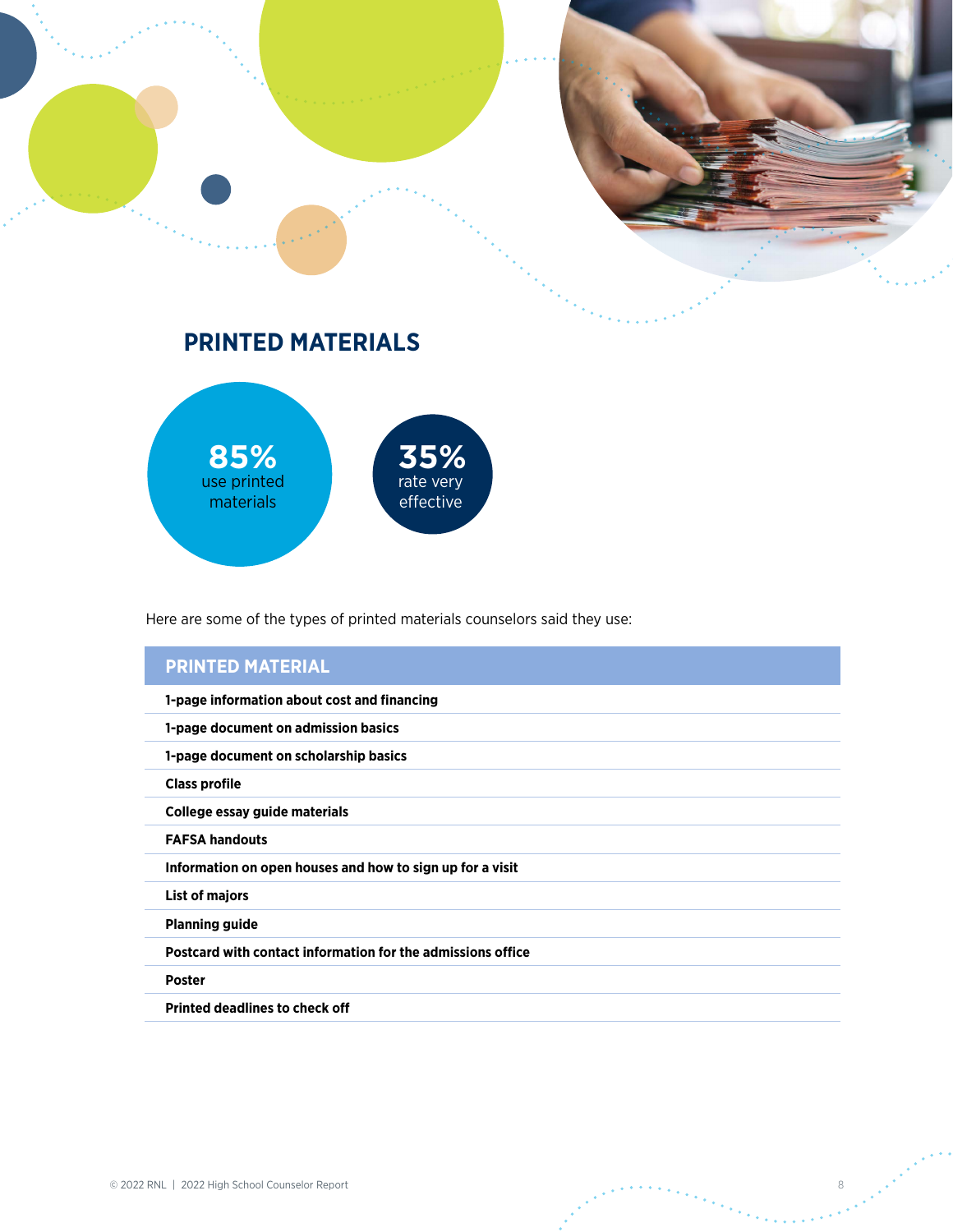## PRINTED MATERIALS

**85%** use printed materials

**35%** rate very effective

Here are some of the types of printed materials counselors said they use:

| PRINTED MATERIAL |
| --- |
| **1-page information about cost and financing** |
| **1-page document on admission basics** |
| **1-page document on scholarship basics** |
| **Class profile** |
| **College essay guide materials** |
| **FAFSA handouts** |
| **Information on open houses and how to sign up for a visit** |
| **List of majors** |
| **Planning guide** |
| **Postcard with contact information for the admissions office** |
| **Poster** |
| **Printed deadlines to check off** |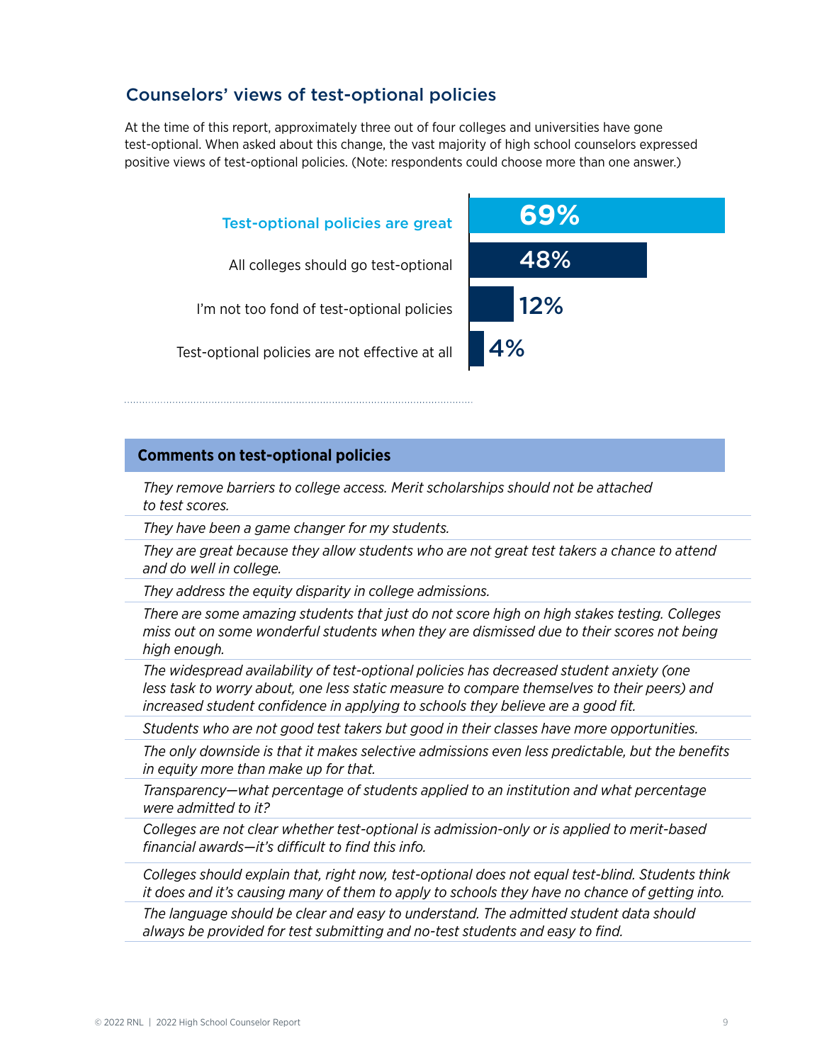## Counselors' views of test-optional policies

At the time of this report, approximately three out of four colleges and universities have gone test-optional. When asked about this change, the vast majority of high school counselors expressed positive views of test-optional policies. (Note: respondents could choose more than one answer.)

| Response | Percentage |
|---|---|
| Test-optional policies are great | 69% |
| All colleges should go test-optional | 48% |
| I'm not too fond of test-optional policies | 12% |
| Test-optional policies are not effective at all | 4% |

### Comments on test-optional policies

*They remove barriers to college access. Merit scholarships should not be attached to test scores.*

*They have been a game changer for my students.*

*They are great because they allow students who are not great test takers a chance to attend and do well in college.*

*They address the equity disparity in college admissions.*

*There are some amazing students that just do not score high on high stakes testing. Colleges miss out on some wonderful students when they are dismissed due to their scores not being high enough.*

*The widespread availability of test-optional policies has decreased student anxiety (one less task to worry about, one less static measure to compare themselves to their peers) and increased student confidence in applying to schools they believe are a good fit.*

*Students who are not good test takers but good in their classes have more opportunities.*

*The only downside is that it makes selective admissions even less predictable, but the benefits in equity more than make up for that.*

*Transparency—what percentage of students applied to an institution and what percentage were admitted to it?*

*Colleges are not clear whether test-optional is admission-only or is applied to merit-based financial awards—it's difficult to find this info.*

*Colleges should explain that, right now, test-optional does not equal test-blind. Students think it does and it's causing many of them to apply to schools they have no chance of getting into.*

*The language should be clear and easy to understand. The admitted student data should always be provided for test submitting and no-test students and easy to find.*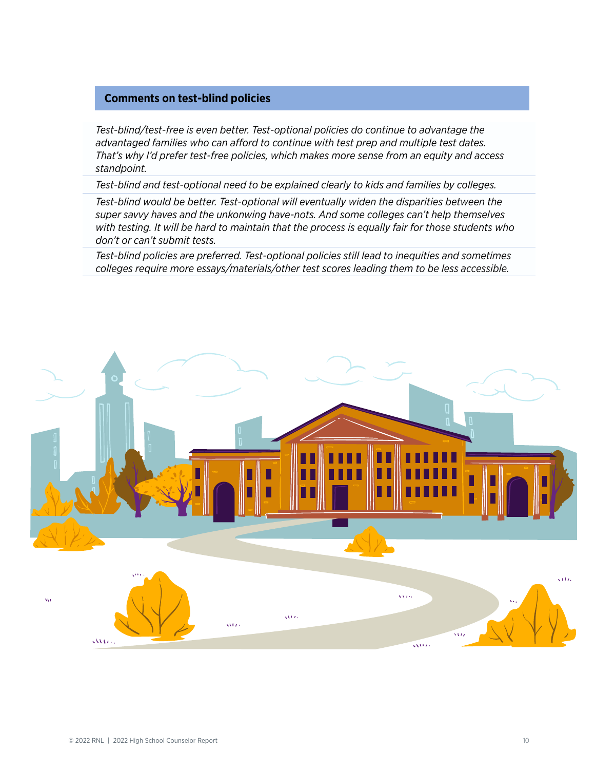### Comments on test-blind policies

*Test-blind/test-free is even better. Test-optional policies do continue to advantage the advantaged families who can afford to continue with test prep and multiple test dates. That's why I'd prefer test-free policies, which makes more sense from an equity and access standpoint.*

*Test-blind and test-optional need to be explained clearly to kids and families by colleges.*

*Test-blind would be better. Test-optional will eventually widen the disparities between the super savvy haves and the unkonwing have-nots. And some colleges can't help themselves with testing. It will be hard to maintain that the process is equally fair for those students who don't or can't submit tests.*

*Test-blind policies are preferred. Test-optional policies still lead to inequities and sometimes colleges require more essays/materials/other test scores leading them to be less accessible.*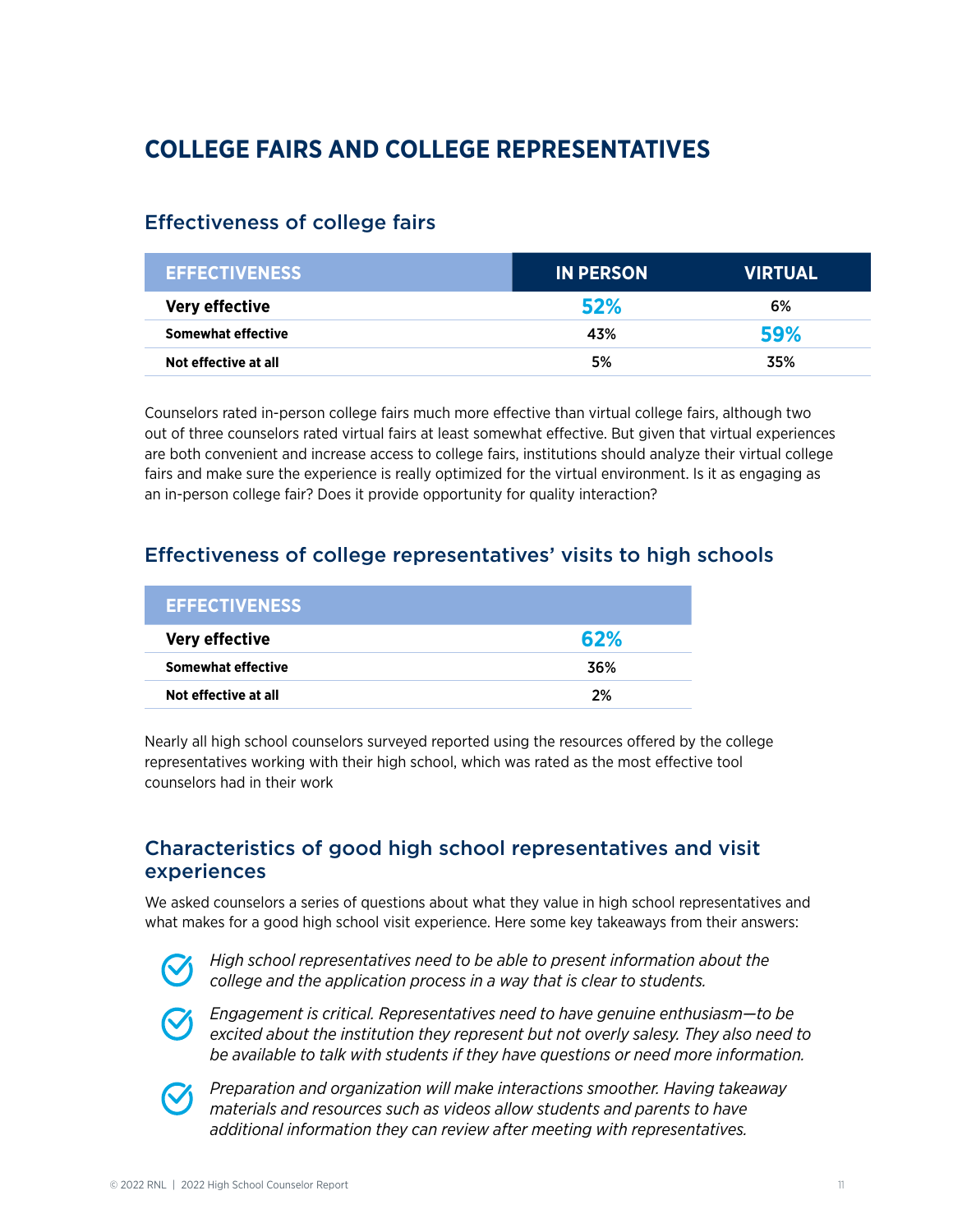# COLLEGE FAIRS AND COLLEGE REPRESENTATIVES

## Effectiveness of college fairs

| EFFECTIVENESS | IN PERSON | VIRTUAL |
|---|---|---|
| **Very effective** | **52%** | 6% |
| **Somewhat effective** | 43% | **59%** |
| **Not effective at all** | 5% | 35% |

Counselors rated in-person college fairs much more effective than virtual college fairs, although two out of three counselors rated virtual fairs at least somewhat effective. But given that virtual experiences are both convenient and increase access to college fairs, institutions should analyze their virtual college fairs and make sure the experience is really optimized for the virtual environment. Is it as engaging as an in-person college fair? Does it provide opportunity for quality interaction?

## Effectiveness of college representatives' visits to high schools

| EFFECTIVENESS | |
|---|---|
| **Very effective** | **62%** |
| **Somewhat effective** | 36% |
| **Not effective at all** | 2% |

Nearly all high school counselors surveyed reported using the resources offered by the college representatives working with their high school, which was rated as the most effective tool counselors had in their work

## Characteristics of good high school representatives and visit experiences

We asked counselors a series of questions about what they value in high school representatives and what makes for a good high school visit experience. Here some key takeaways from their answers:

- *High school representatives need to be able to present information about the college and the application process in a way that is clear to students.*
- *Engagement is critical. Representatives need to have genuine enthusiasm—to be excited about the institution they represent but not overly salesy. They also need to be available to talk with students if they have questions or need more information.*
- *Preparation and organization will make interactions smoother. Having takeaway materials and resources such as videos allow students and parents to have additional information they can review after meeting with representatives.*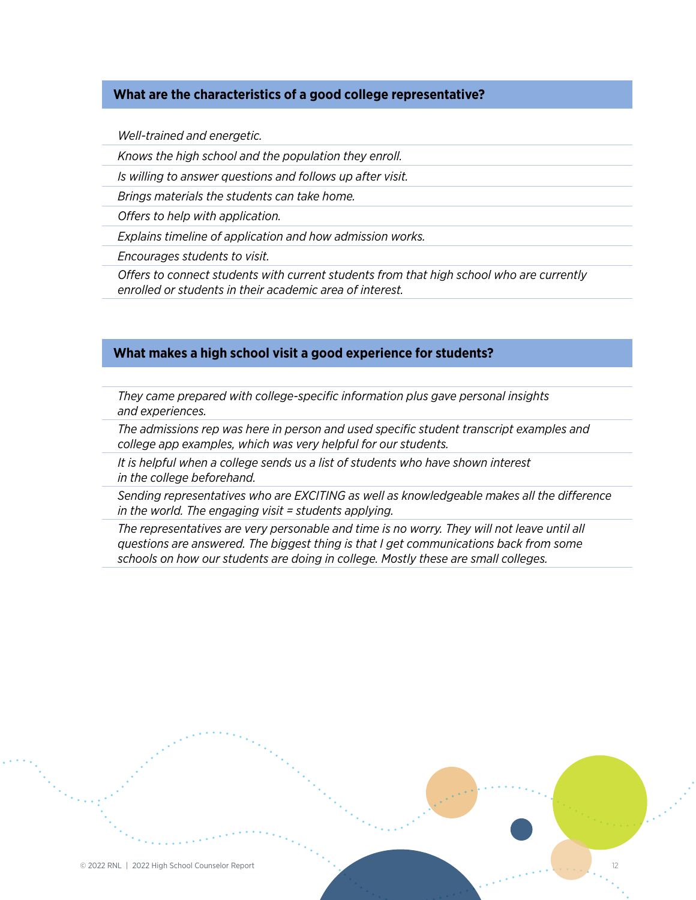### What are the characteristics of a good college representative?

*Well-trained and energetic.*

*Knows the high school and the population they enroll.*

*Is willing to answer questions and follows up after visit.*

*Brings materials the students can take home.*

*Offers to help with application.*

*Explains timeline of application and how admission works.*

*Encourages students to visit.*

*Offers to connect students with current students from that high school who are currently enrolled or students in their academic area of interest.*

### What makes a high school visit a good experience for students?

*They came prepared with college-specific information plus gave personal insights and experiences.*

*The admissions rep was here in person and used specific student transcript examples and college app examples, which was very helpful for our students.*

*It is helpful when a college sends us a list of students who have shown interest in the college beforehand.*

*Sending representatives who are EXCITING as well as knowledgeable makes all the difference in the world. The engaging visit = students applying.*

*The representatives are very personable and time is no worry. They will not leave until all questions are answered. The biggest thing is that I get communications back from some schools on how our students are doing in college. Mostly these are small colleges.*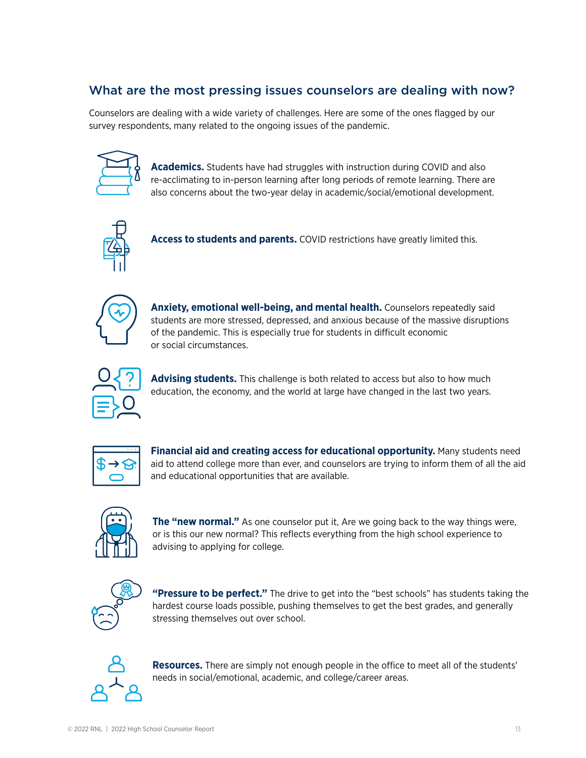## What are the most pressing issues counselors are dealing with now?

Counselors are dealing with a wide variety of challenges. Here are some of the ones flagged by our survey respondents, many related to the ongoing issues of the pandemic.

**Academics.** Students have had struggles with instruction during COVID and also re-acclimating to in-person learning after long periods of remote learning. There are also concerns about the two-year delay in academic/social/emotional development.

**Access to students and parents.** COVID restrictions have greatly limited this.

**Anxiety, emotional well-being, and mental health.** Counselors repeatedly said students are more stressed, depressed, and anxious because of the massive disruptions of the pandemic. This is especially true for students in difficult economic or social circumstances.

**Advising students.** This challenge is both related to access but also to how much education, the economy, and the world at large have changed in the last two years.

**Financial aid and creating access for educational opportunity.** Many students need aid to attend college more than ever, and counselors are trying to inform them of all the aid and educational opportunities that are available.

**The "new normal."** As one counselor put it, Are we going back to the way things were, or is this our new normal? This reflects everything from the high school experience to advising to applying for college.

**"Pressure to be perfect."** The drive to get into the "best schools" has students taking the hardest course loads possible, pushing themselves to get the best grades, and generally stressing themselves out over school.

**Resources.** There are simply not enough people in the office to meet all of the students' needs in social/emotional, academic, and college/career areas.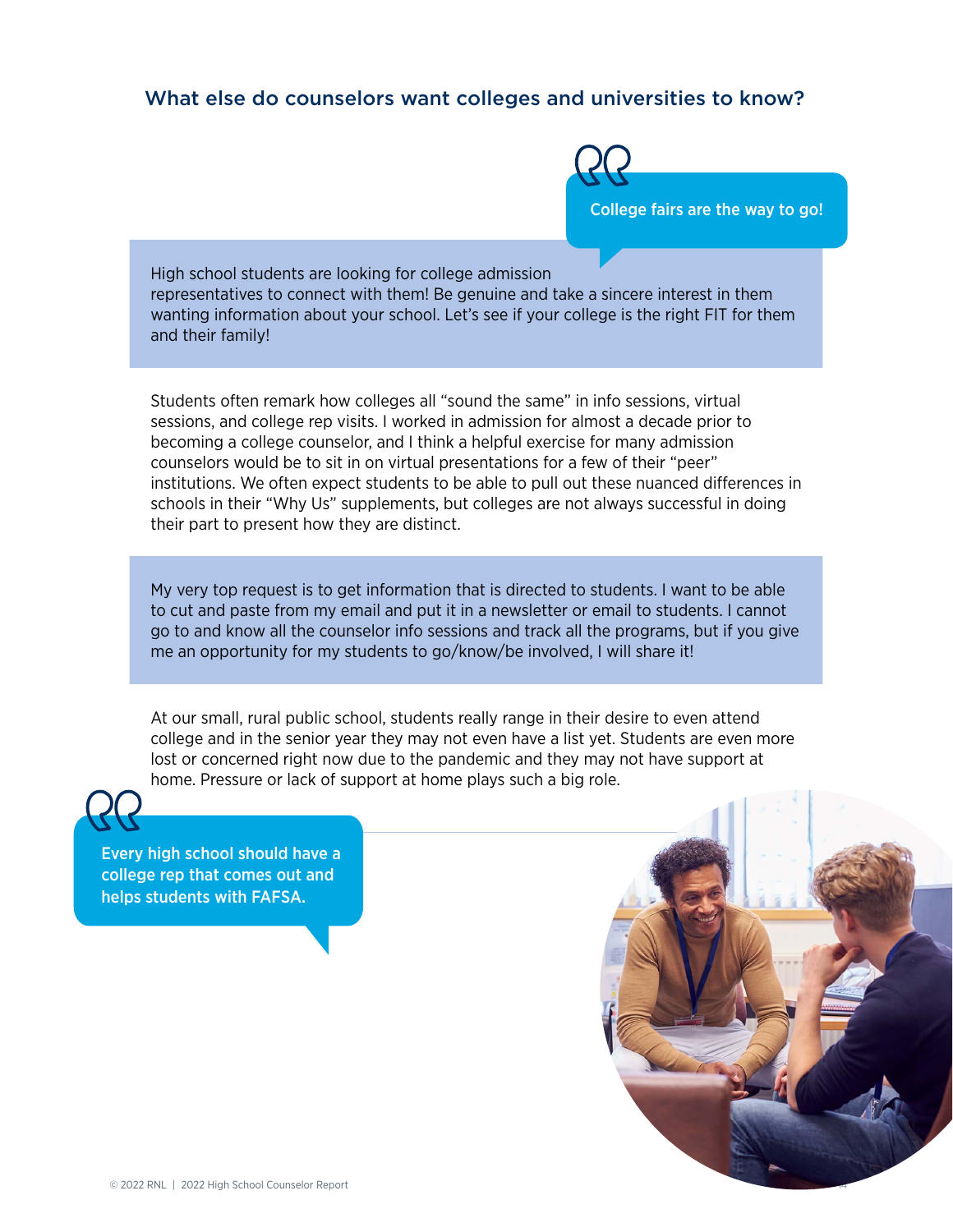## What else do counselors want colleges and universities to know?

> College fairs are the way to go!

High school students are looking for college admission representatives to connect with them! Be genuine and take a sincere interest in them wanting information about your school. Let's see if your college is the right FIT for them and their family!

Students often remark how colleges all "sound the same" in info sessions, virtual sessions, and college rep visits. I worked in admission for almost a decade prior to becoming a college counselor, and I think a helpful exercise for many admission counselors would be to sit in on virtual presentations for a few of their "peer" institutions. We often expect students to be able to pull out these nuanced differences in schools in their "Why Us" supplements, but colleges are not always successful in doing their part to present how they are distinct.

My very top request is to get information that is directed to students. I want to be able to cut and paste from my email and put it in a newsletter or email to students. I cannot go to and know all the counselor info sessions and track all the programs, but if you give me an opportunity for my students to go/know/be involved, I will share it!

At our small, rural public school, students really range in their desire to even attend college and in the senior year they may not even have a list yet. Students are even more lost or concerned right now due to the pandemic and they may not have support at home. Pressure or lack of support at home plays such a big role.

> Every high school should have a college rep that comes out and helps students with FAFSA.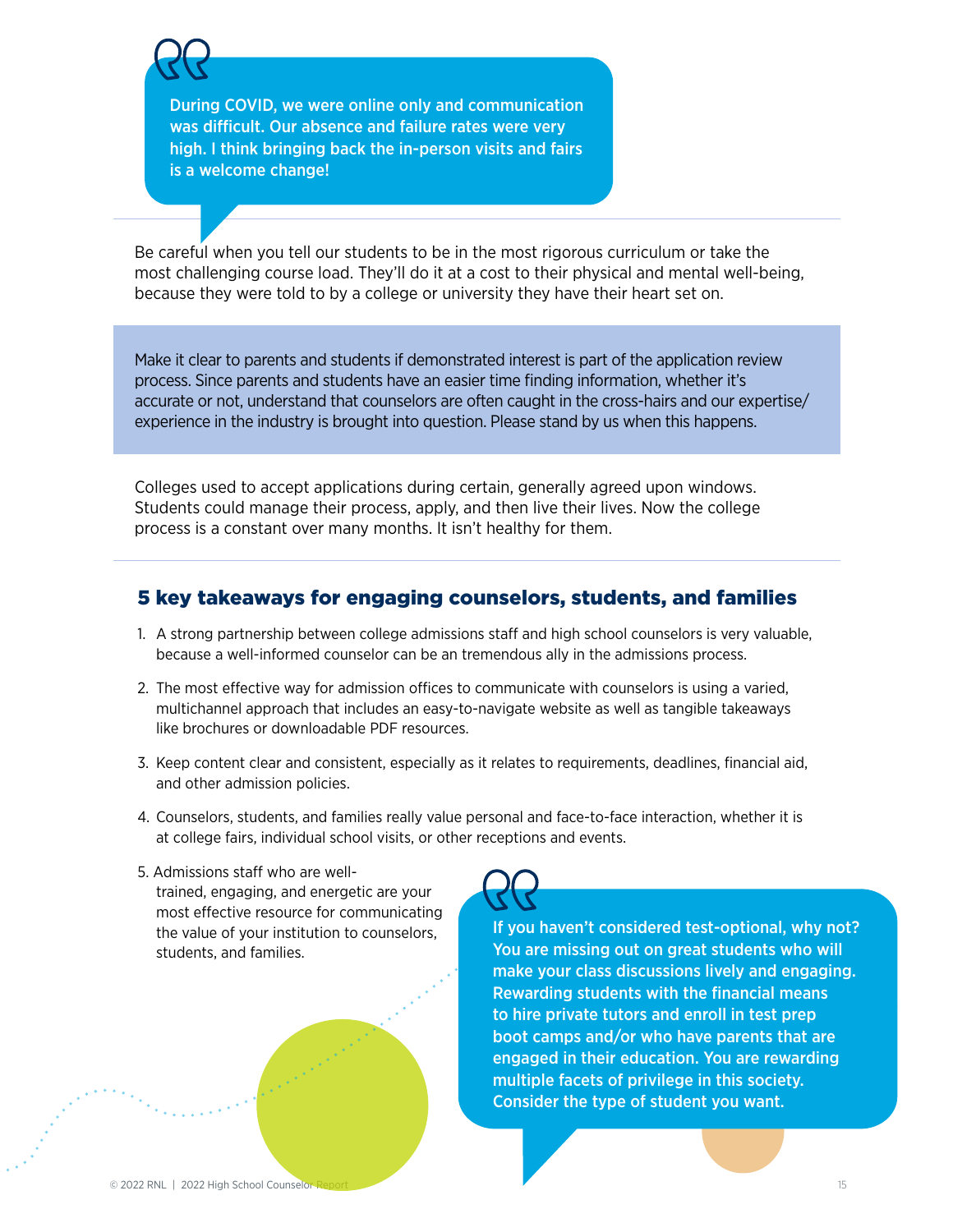> During COVID, we were online only and communication was difficult. Our absence and failure rates were very high. I think bringing back the in-person visits and fairs is a welcome change!

Be careful when you tell our students to be in the most rigorous curriculum or take the most challenging course load. They'll do it at a cost to their physical and mental well-being, because they were told to by a college or university they have their heart set on.

Make it clear to parents and students if demonstrated interest is part of the application review process. Since parents and students have an easier time finding information, whether it's accurate or not, understand that counselors are often caught in the cross-hairs and our expertise/experience in the industry is brought into question. Please stand by us when this happens.

Colleges used to accept applications during certain, generally agreed upon windows. Students could manage their process, apply, and then live their lives. Now the college process is a constant over many months. It isn't healthy for them.

## 5 key takeaways for engaging counselors, students, and families

1. A strong partnership between college admissions staff and high school counselors is very valuable, because a well-informed counselor can be an tremendous ally in the admissions process.
2. The most effective way for admission offices to communicate with counselors is using a varied, multichannel approach that includes an easy-to-navigate website as well as tangible takeaways like brochures or downloadable PDF resources.
3. Keep content clear and consistent, especially as it relates to requirements, deadlines, financial aid, and other admission policies.
4. Counselors, students, and families really value personal and face-to-face interaction, whether it is at college fairs, individual school visits, or other receptions and events.
5. Admissions staff who are well-trained, engaging, and energetic are your most effective resource for communicating the value of your institution to counselors, students, and families.

> If you haven't considered test-optional, why not? You are missing out on great students who will make your class discussions lively and engaging. Rewarding students with the financial means to hire private tutors and enroll in test prep boot camps and/or who have parents that are engaged in their education. You are rewarding multiple facets of privilege in this society. Consider the type of student you want.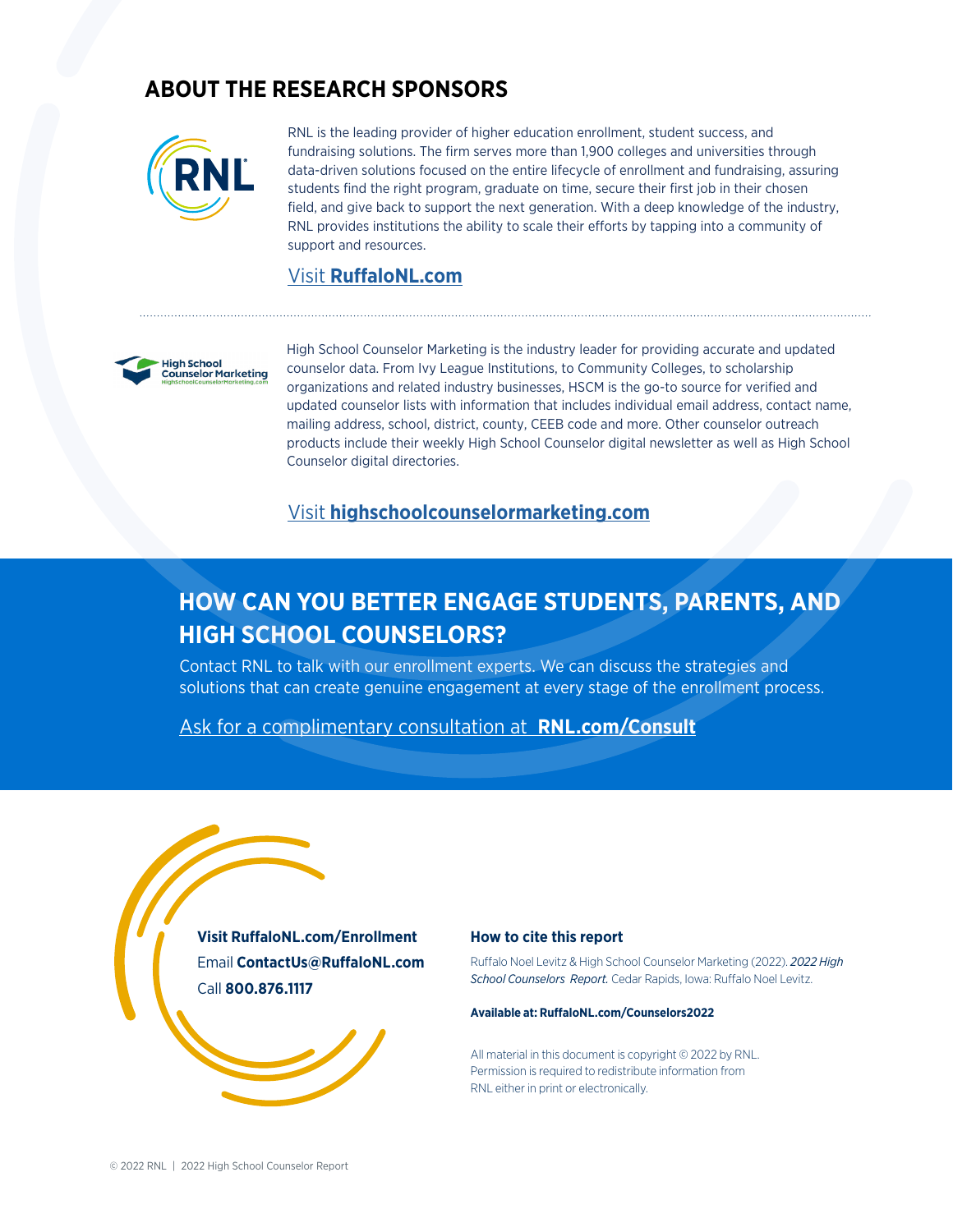## ABOUT THE RESEARCH SPONSORS

RNL is the leading provider of higher education enrollment, student success, and fundraising solutions. The firm serves more than 1,900 colleges and universities through data-driven solutions focused on the entire lifecycle of enrollment and fundraising, assuring students find the right program, graduate on time, secure their first job in their chosen field, and give back to support the next generation. With a deep knowledge of the industry, RNL provides institutions the ability to scale their efforts by tapping into a community of support and resources.

Visit **RuffaloNL.com**

High School Counselor Marketing is the industry leader for providing accurate and updated counselor data. From Ivy League Institutions, to Community Colleges, to scholarship organizations and related industry businesses, HSCM is the go-to source for verified and updated counselor lists with information that includes individual email address, contact name, mailing address, school, district, county, CEEB code and more. Other counselor outreach products include their weekly High School Counselor digital newsletter as well as High School Counselor digital directories.

Visit **highschoolcounselormarketing.com**

## HOW CAN YOU BETTER ENGAGE STUDENTS, PARENTS, AND HIGH SCHOOL COUNSELORS?

Contact RNL to talk with our enrollment experts. We can discuss the strategies and solutions that can create genuine engagement at every stage of the enrollment process.

Ask for a complimentary consultation at **RNL.com/Consult**

**Visit RuffaloNL.com/Enrollment**
Email **ContactUs@RuffaloNL.com**
Call **800.876.1117**

### How to cite this report

Ruffalo Noel Levitz & High School Counselor Marketing (2022). *2022 High School Counselors Report.* Cedar Rapids, Iowa: Ruffalo Noel Levitz.

**Available at: RuffaloNL.com/Counselors2022**

All material in this document is copyright © 2022 by RNL. Permission is required to redistribute information from RNL either in print or electronically.